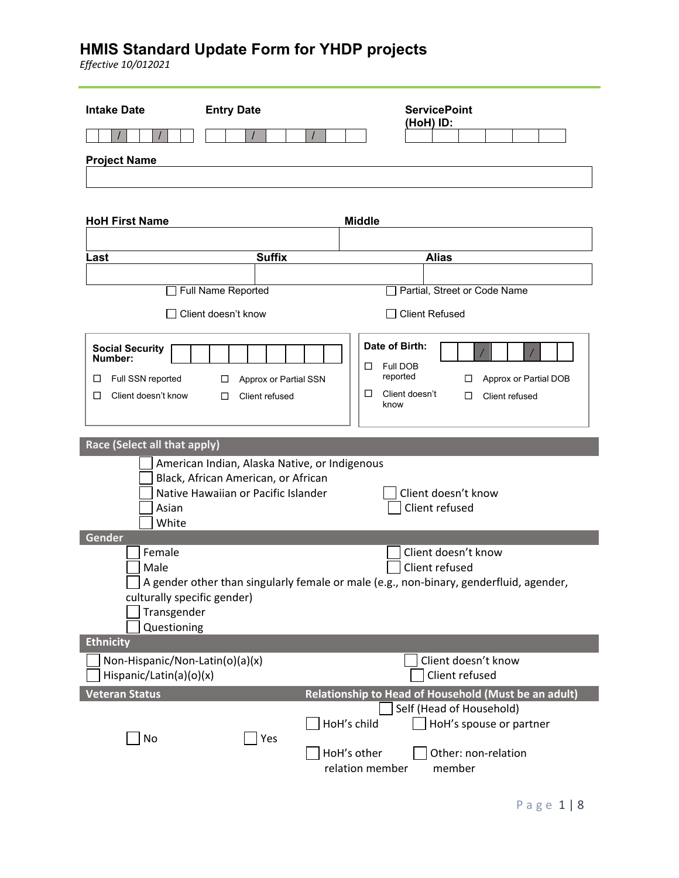# HMIS Standard Update Form for YHDP projects

*Effective 10/012021*

**Intake Date** ☐☐/☐☐/☐☐☐☐

**Entry Date** ☐☐/☐☐/☐☐☐☐

**ServicePoint (HoH) ID:** ☐☐☐☐☐☐

**Project Name**

**HoH First Name** | **Middle**

**Last** | **Suffix** | **Alias**

☐ Full Name Reported ☐ Partial, Street or Code Name

☐ Client doesn't know ☐ Client Refused

**Social Security Number:** ☐☐☐☐☐☐☐☐☐

☐ Full SSN reported ☐ Approx or Partial SSN

☐ Client doesn't know ☐ Client refused

**Date of Birth:** ☐☐/☐☐/☐☐☐☐

☐ Full DOB reported ☐ Approx or Partial DOB

☐ Client doesn't know ☐ Client refused

## Race (Select all that apply)

☐ American Indian, Alaska Native, or Indigenous
☐ Black, African American, or African
☐ Native Hawaiian or Pacific Islander
☐ Asian
☐ White

☐ Client doesn't know
☐ Client refused

## Gender

☐ Female
☐ Male
☐ A gender other than singularly female or male (e.g., non-binary, genderfluid, agender, culturally specific gender)
☐ Transgender
☐ Questioning

☐ Client doesn't know
☐ Client refused

## Ethnicity

☐ Non-Hispanic/Non-Latin(o)(a)(x)
☐ Hispanic/Latin(a)(o)(x)

☐ Client doesn't know
☐ Client refused

## Veteran Status

☐ No ☐ Yes

## Relationship to Head of Household (Must be an adult)

☐ Self (Head of Household)
☐ HoH's child ☐ HoH's spouse or partner
☐ HoH's other relation member ☐ Other: non-relation member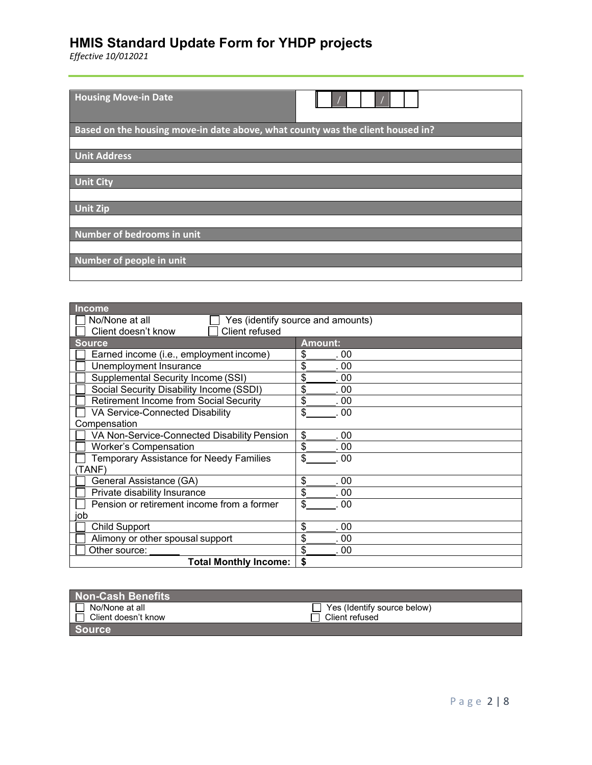# HMIS Standard Update Form for YHDP projects

*Effective 10/012021*

| Housing Move-in Date | __ __ / __ __ / __ __ __ __ |
|---|---|

| Based on the housing move-in date above, what county was the client housed in? |
|---|
| |
| **Unit Address** |
| |
| **Unit City** |
| |
| **Unit Zip** |
| |
| **Number of bedrooms in unit** |
| |
| **Number of people in unit** |
| |

| Income | |
|---|---|
| ☐ No/None at all<br>☐ Client doesn't know | ☐ Yes (identify source and amounts)<br>☐ Client refused |
| **Source** | **Amount:** |
| ☐ Earned income (i.e., employment income) | $______. 00 |
| ☐ Unemployment Insurance | $______. 00 |
| ☐ Supplemental Security Income (SSI) | $______. 00 |
| ☐ Social Security Disability Income (SSDI) | $______. 00 |
| ☐ Retirement Income from Social Security | $______. 00 |
| ☐ VA Service-Connected Disability Compensation | $______. 00 |
| ☐ VA Non-Service-Connected Disability Pension | $______. 00 |
| ☐ Worker's Compensation | $______. 00 |
| ☐ Temporary Assistance for Needy Families (TANF) | $______. 00 |
| ☐ General Assistance (GA) | $______. 00 |
| ☐ Private disability Insurance | $______. 00 |
| ☐ Pension or retirement income from a former job | $______. 00 |
| ☐ Child Support | $______. 00 |
| ☐ Alimony or other spousal support | $______. 00 |
| ☐ Other source: ______ | $______. 00 |
| **Total Monthly Income:** | **$** |

| Non-Cash Benefits | |
|---|---|
| ☐ No/None at all<br>☐ Client doesn't know | ☐ Yes (Identify source below)<br>☐ Client refused |
| **Source** | |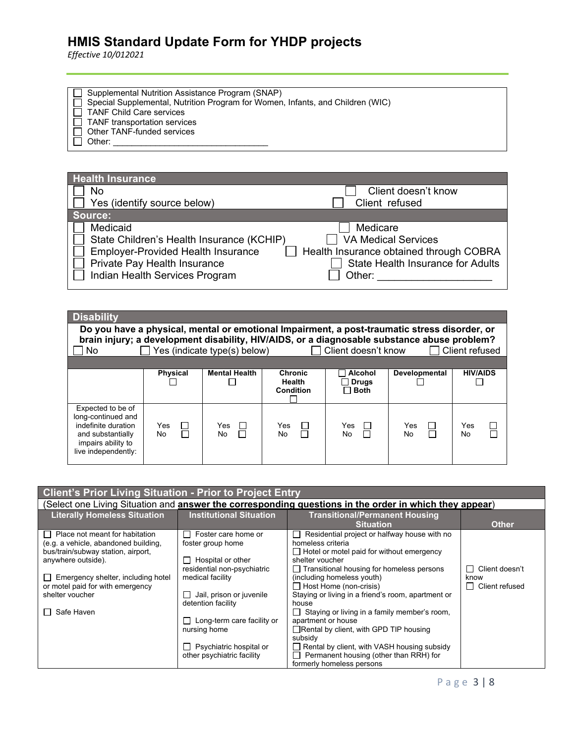# HMIS Standard Update Form for YHDP projects

*Effective 10/012021*

- ☐ Supplemental Nutrition Assistance Program (SNAP)
- ☐ Special Supplemental, Nutrition Program for Women, Infants, and Children (WIC)
- ☐ TANF Child Care services
- ☐ TANF transportation services
- ☐ Other TANF-funded services
- ☐ Other: ______________________________

## Health Insurance

| | |
|---|---|
| ☐ No | ☐ Client doesn't know |
| ☐ Yes (identify source below) | ☐ Client refused |

**Source:**

| | |
|---|---|
| ☐ Medicaid | ☐ Medicare |
| ☐ State Children's Health Insurance (KCHIP) | ☐ VA Medical Services |
| ☐ Employer-Provided Health Insurance | ☐ Health Insurance obtained through COBRA |
| ☐ Private Pay Health Insurance | ☐ State Health Insurance for Adults |
| ☐ Indian Health Services Program | ☐ Other: ___________________ |

## Disability

**Do you have a physical, mental or emotional Impairment, a post-traumatic stress disorder, or brain injury; a development disability, HIV/AIDS, or a diagnosable substance abuse problem?**

☐ No ☐ Yes (indicate type(s) below) ☐ Client doesn't know ☐ Client refused

| | Physical ☐ | Mental Health ☐ | Chronic Health Condition ☐ | ☐ Alcohol ☐ Drugs ☐ Both | Developmental ☐ | HIV/AIDS ☐ |
|---|---|---|---|---|---|---|
| Expected to be of long-continued and indefinite duration and substantially impairs ability to live independently: | Yes ☐ No ☐ | Yes ☐ No ☐ | Yes ☐ No ☐ | Yes ☐ No ☐ | Yes ☐ No ☐ | Yes ☐ No ☐ |

## Client's Prior Living Situation - Prior to Project Entry

(Select one Living Situation and **answer the corresponding questions in the order in which they appear**)

| Literally Homeless Situation | Institutional Situation | Transitional/Permanent Housing Situation | Other |
|---|---|---|---|
| ☐ Place not meant for habitation (e.g. a vehicle, abandoned building, bus/train/subway station, airport, anywhere outside).<br><br>☐ Emergency shelter, including hotel or motel paid for with emergency shelter voucher<br><br>☐ Safe Haven | ☐ Foster care home or foster group home<br><br>☐ Hospital or other residential non-psychiatric medical facility<br><br>☐ Jail, prison or juvenile detention facility<br><br>☐ Long-term care facility or nursing home<br><br>☐ Psychiatric hospital or other psychiatric facility | ☐ Residential project or halfway house with no homeless criteria<br>☐ Hotel or motel paid for without emergency shelter voucher<br>☐ Transitional housing for homeless persons (including homeless youth)<br>☐ Host Home (non-crisis)<br>Staying or living in a friend's room, apartment or house<br>☐ Staying or living in a family member's room, apartment or house<br>☐ Rental by client, with GPD TIP housing subsidy<br>☐ Rental by client, with VASH housing subsidy<br>☐ Permanent housing (other than RRH) for formerly homeless persons | ☐ Client doesn't know<br>☐ Client refused |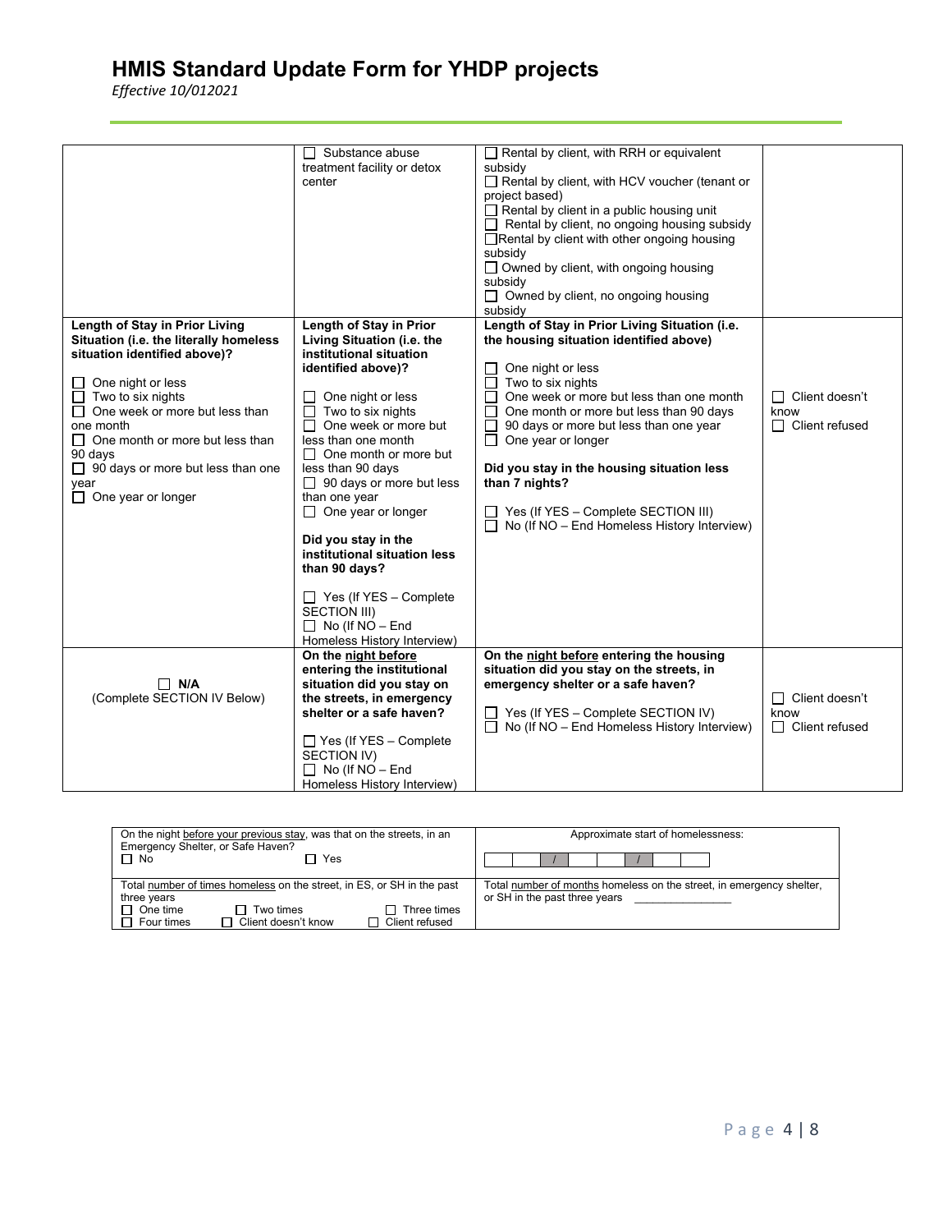# HMIS Standard Update Form for YHDP projects

*Effective 10/012021*

| | | | |
|---|---|---|---|
| | ☐ Substance abuse treatment facility or detox center | ☐ Rental by client, with RRH or equivalent subsidy<br>☐ Rental by client, with HCV voucher (tenant or project based)<br>☐ Rental by client in a public housing unit<br>☐ Rental by client, no ongoing housing subsidy<br>☐ Rental by client with other ongoing housing subsidy<br>☐ Owned by client, with ongoing housing subsidy<br>☐ Owned by client, no ongoing housing subsidy | |
| **Length of Stay in Prior Living Situation (i.e. the literally homeless situation identified above)?**<br>☐ One night or less<br>☐ Two to six nights<br>☐ One week or more but less than one month<br>☐ One month or more but less than 90 days<br>☐ 90 days or more but less than one year<br>☐ One year or longer | **Length of Stay in Prior Living Situation (i.e. the institutional situation identified above)?**<br>☐ One night or less<br>☐ Two to six nights<br>☐ One week or more but less than one month<br>☐ One month or more but less than 90 days<br>☐ 90 days or more but less than one year<br>☐ One year or longer<br>**Did you stay in the institutional situation less than 90 days?**<br>☐ Yes (If YES – Complete SECTION III)<br>☐ No (If NO – End Homeless History Interview) | **Length of Stay in Prior Living Situation (i.e. the housing situation identified above)**<br>☐ One night or less<br>☐ Two to six nights<br>☐ One week or more but less than one month<br>☐ One month or more but less than 90 days<br>☐ 90 days or more but less than one year<br>☐ One year or longer<br>**Did you stay in the housing situation less than 7 nights?**<br>☐ Yes (If YES – Complete SECTION III)<br>☐ No (If NO – End Homeless History Interview) | ☐ Client doesn't know<br>☐ Client refused |
| ☐ **N/A**<br>(Complete SECTION IV Below) | **On the night before entering the institutional situation did you stay on the streets, in emergency shelter or a safe haven?**<br>☐ Yes (If YES – Complete SECTION IV)<br>☐ No (If NO – End Homeless History Interview) | **On the night before entering the housing situation did you stay on the streets, in emergency shelter or a safe haven?**<br>☐ Yes (If YES – Complete SECTION IV)<br>☐ No (If NO – End Homeless History Interview) | ☐ Client doesn't know<br>☐ Client refused |

| | |
|---|---|
| On the night before your previous stay, was that on the streets, in an Emergency Shelter, or Safe Haven?<br>☐ No ☐ Yes | Approximate start of homelessness:<br>\_\_ \_\_ / \_\_ \_\_ / \_\_ \_\_ \_\_ \_\_ |
| Total number of times homeless on the street, in ES, or SH in the past three years<br>☐ One time ☐ Two times ☐ Three times<br>☐ Four times ☐ Client doesn't know ☐ Client refused | Total number of months homeless on the street, in emergency shelter, or SH in the past three years \_\_\_\_\_\_\_\_\_\_\_\_\_\_\_ |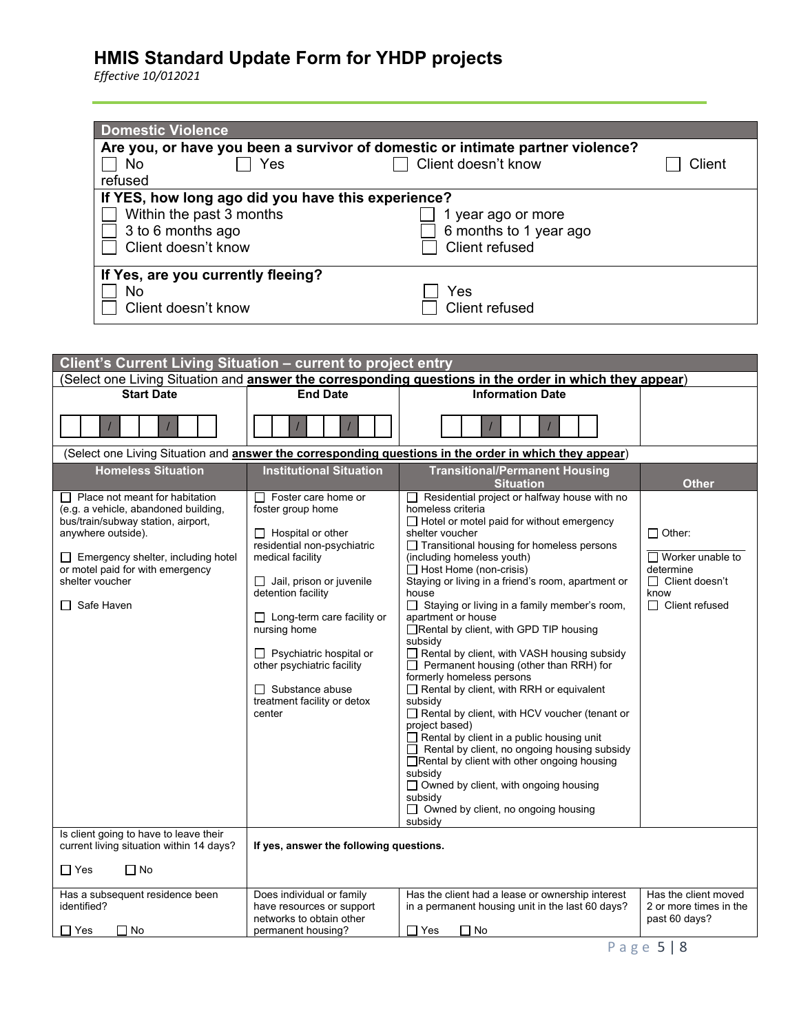# HMIS Standard Update Form for YHDP projects

*Effective 10/012021*

| Domestic Violence | |
|---|---|
| **Are you, or have you been a survivor of domestic or intimate partner violence?** | |
| ☐ No ☐ Yes ☐ Client doesn't know ☐ Client refused | |
| **If YES, how long ago did you have this experience?** | |
| ☐ Within the past 3 months | ☐ 1 year ago or more |
| ☐ 3 to 6 months ago | ☐ 6 months to 1 year ago |
| ☐ Client doesn't know | ☐ Client refused |
| **If Yes, are you currently fleeing?** | |
| ☐ No | ☐ Yes |
| ☐ Client doesn't know | ☐ Client refused |

| Client's Current Living Situation – current to project entry | | | |
|---|---|---|---|
| (Select one Living Situation and **answer the corresponding questions in the order in which they appear**) | | | |
| **Start Date** | **End Date** | **Information Date** | |
| __ __ / __ __ / __ __ __ __ | __ __ / __ __ / __ __ __ __ | __ __ / __ __ / __ __ __ __ | |
| (Select one Living Situation and **answer the corresponding questions in the order in which they appear**) | | | |
| **Homeless Situation** | **Institutional Situation** | **Transitional/Permanent Housing Situation** | **Other** |
| ☐ Place not meant for habitation (e.g. a vehicle, abandoned building, bus/train/subway station, airport, anywhere outside).<br>☐ Emergency shelter, including hotel or motel paid for with emergency shelter voucher<br>☐ Safe Haven | ☐ Foster care home or foster group home<br>☐ Hospital or other residential non-psychiatric medical facility<br>☐ Jail, prison or juvenile detention facility<br>☐ Long-term care facility or nursing home<br>☐ Psychiatric hospital or other psychiatric facility<br>☐ Substance abuse treatment facility or detox center | ☐ Residential project or halfway house with no homeless criteria<br>☐ Hotel or motel paid for without emergency shelter voucher<br>☐ Transitional housing for homeless persons (including homeless youth)<br>☐ Host Home (non-crisis)<br>Staying or living in a friend's room, apartment or house<br>☐ Staying or living in a family member's room, apartment or house<br>☐ Rental by client, with GPD TIP housing subsidy<br>☐ Rental by client, with VASH housing subsidy<br>☐ Permanent housing (other than RRH) for formerly homeless persons<br>☐ Rental by client, with RRH or equivalent subsidy<br>☐ Rental by client, with HCV voucher (tenant or project based)<br>☐ Rental by client in a public housing unit<br>☐ Rental by client, no ongoing housing subsidy<br>☐ Rental by client with other ongoing housing subsidy<br>☐ Owned by client, with ongoing housing subsidy<br>☐ Owned by client, no ongoing housing subsidy | ☐ Other: ________<br>☐ Worker unable to determine<br>☐ Client doesn't know<br>☐ Client refused |
| Is client going to have to leave their current living situation within 14 days?<br>☐ Yes ☐ No | **If yes, answer the following questions.** | | |
| Has a subsequent residence been identified?<br>☐ Yes ☐ No | Does individual or family have resources or support networks to obtain other permanent housing? | Has the client had a lease or ownership interest in a permanent housing unit in the last 60 days?<br>☐ Yes ☐ No | Has the client moved 2 or more times in the past 60 days? |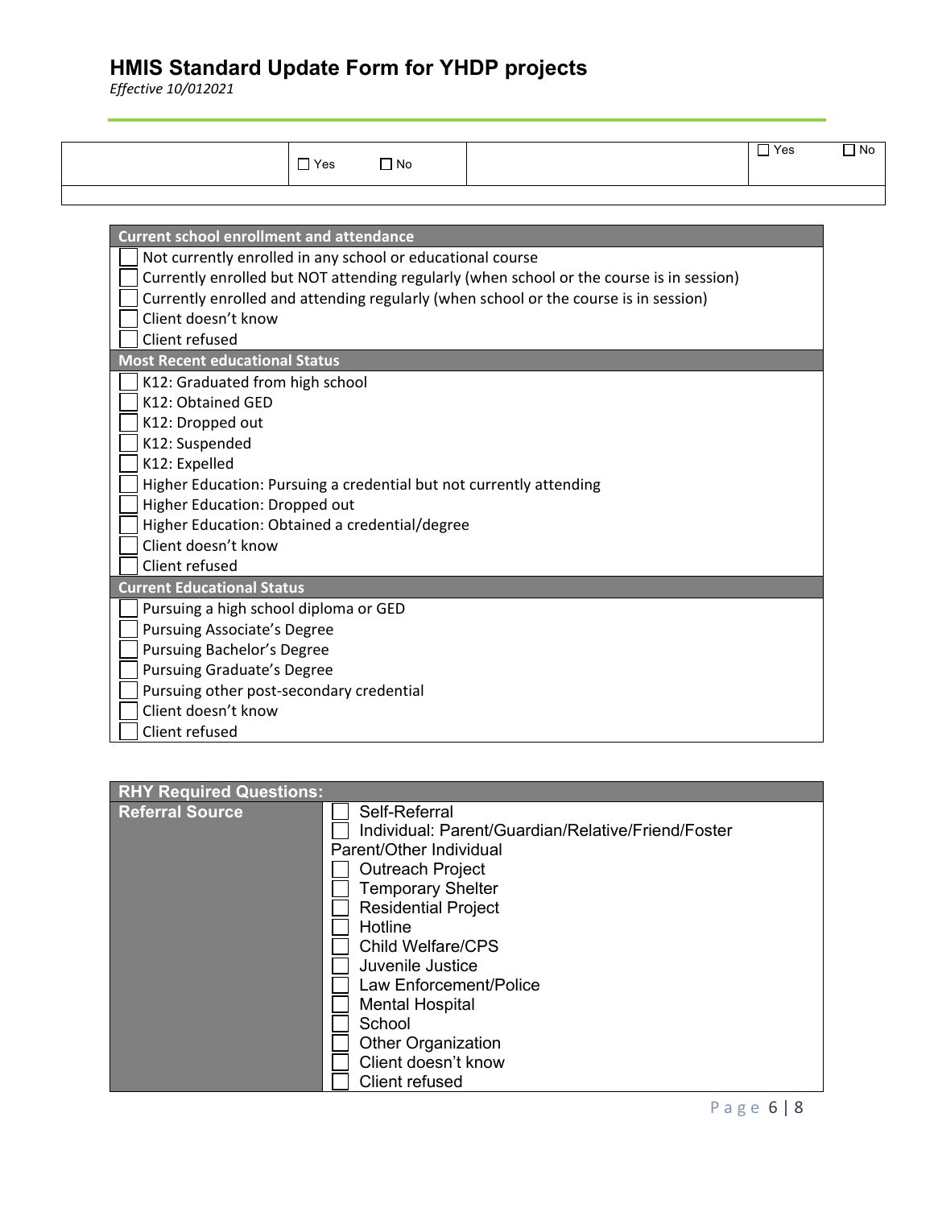# HMIS Standard Update Form for YHDP projects

*Effective 10/012021*

| | | | |
|---|---|---|---|
| | ☐ Yes ☐ No | | ☐ Yes ☐ No |
| | | | |

| Current school enrollment and attendance |
|---|
| ☐ Not currently enrolled in any school or educational course |
| ☐ Currently enrolled but NOT attending regularly (when school or the course is in session) |
| ☐ Currently enrolled and attending regularly (when school or the course is in session) |
| ☐ Client doesn't know |
| ☐ Client refused |
| **Most Recent educational Status** |
| ☐ K12: Graduated from high school |
| ☐ K12: Obtained GED |
| ☐ K12: Dropped out |
| ☐ K12: Suspended |
| ☐ K12: Expelled |
| ☐ Higher Education: Pursuing a credential but not currently attending |
| ☐ Higher Education: Dropped out |
| ☐ Higher Education: Obtained a credential/degree |
| ☐ Client doesn't know |
| ☐ Client refused |
| **Current Educational Status** |
| ☐ Pursuing a high school diploma or GED |
| ☐ Pursuing Associate's Degree |
| ☐ Pursuing Bachelor's Degree |
| ☐ Pursuing Graduate's Degree |
| ☐ Pursuing other post-secondary credential |
| ☐ Client doesn't know |
| ☐ Client refused |

| RHY Required Questions: | |
|---|---|
| **Referral Source** | ☐ Self-Referral<br>☐ Individual: Parent/Guardian/Relative/Friend/Foster Parent/Other Individual<br>☐ Outreach Project<br>☐ Temporary Shelter<br>☐ Residential Project<br>☐ Hotline<br>☐ Child Welfare/CPS<br>☐ Juvenile Justice<br>☐ Law Enforcement/Police<br>☐ Mental Hospital<br>☐ School<br>☐ Other Organization<br>☐ Client doesn't know<br>☐ Client refused |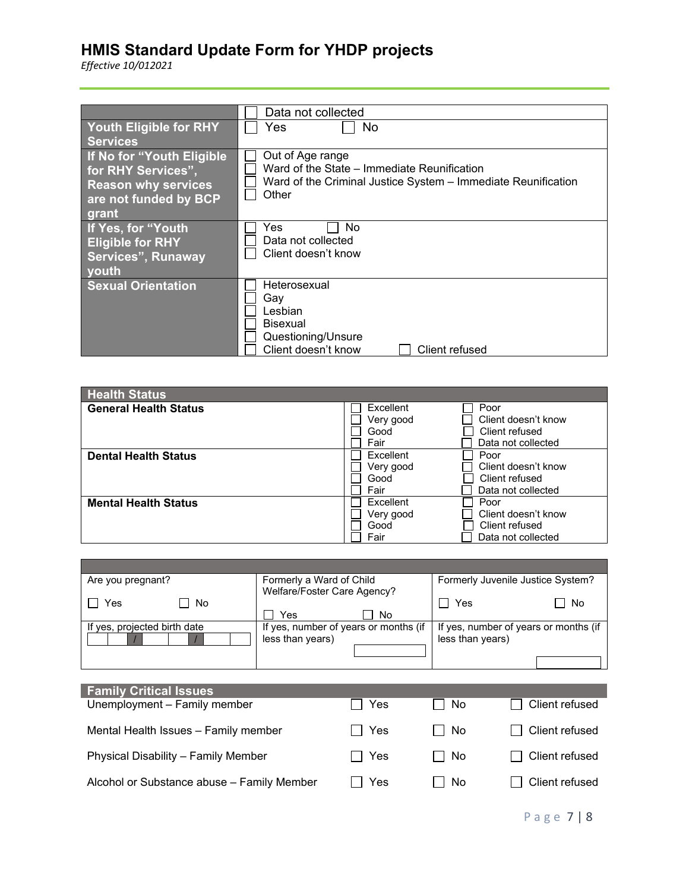# HMIS Standard Update Form for YHDP projects

*Effective 10/012021*

| | |
|---|---|
| | ☐ Data not collected |
| **Youth Eligible for RHY Services** | ☐ Yes ☐ No |
| **If No for "Youth Eligible for RHY Services", Reason why services are not funded by BCP grant** | ☐ Out of Age range<br>☐ Ward of the State – Immediate Reunification<br>☐ Ward of the Criminal Justice System – Immediate Reunification<br>☐ Other |
| **If Yes, for "Youth Eligible for RHY Services", Runaway youth** | ☐ Yes ☐ No<br>☐ Data not collected<br>☐ Client doesn't know |
| **Sexual Orientation** | ☐ Heterosexual<br>☐ Gay<br>☐ Lesbian<br>☐ Bisexual<br>☐ Questioning/Unsure<br>☐ Client doesn't know ☐ Client refused |

| **Health Status** | | |
|---|---|---|
| **General Health Status** | ☐ Excellent<br>☐ Very good<br>☐ Good<br>☐ Fair | ☐ Poor<br>☐ Client doesn't know<br>☐ Client refused<br>☐ Data not collected |
| **Dental Health Status** | ☐ Excellent<br>☐ Very good<br>☐ Good<br>☐ Fair | ☐ Poor<br>☐ Client doesn't know<br>☐ Client refused<br>☐ Data not collected |
| **Mental Health Status** | ☐ Excellent<br>☐ Very good<br>☐ Good<br>☐ Fair | ☐ Poor<br>☐ Client doesn't know<br>☐ Client refused<br>☐ Data not collected |

| | | |
|---|---|---|
| Are you pregnant?<br>☐ Yes ☐ No | Formerly a Ward of Child Welfare/Foster Care Agency?<br>☐ Yes ☐ No | Formerly Juvenile Justice System?<br>☐ Yes ☐ No |
| If yes, projected birth date<br>__ __ / __ __ / __ __ __ __ | If yes, number of years or months (if less than years)<br>______ | If yes, number of years or months (if less than years)<br>______ |

| **Family Critical Issues** | | | |
|---|---|---|---|
| Unemployment – Family member | ☐ Yes | ☐ No | ☐ Client refused |
| Mental Health Issues – Family member | ☐ Yes | ☐ No | ☐ Client refused |
| Physical Disability – Family Member | ☐ Yes | ☐ No | ☐ Client refused |
| Alcohol or Substance abuse – Family Member | ☐ Yes | ☐ No | ☐ Client refused |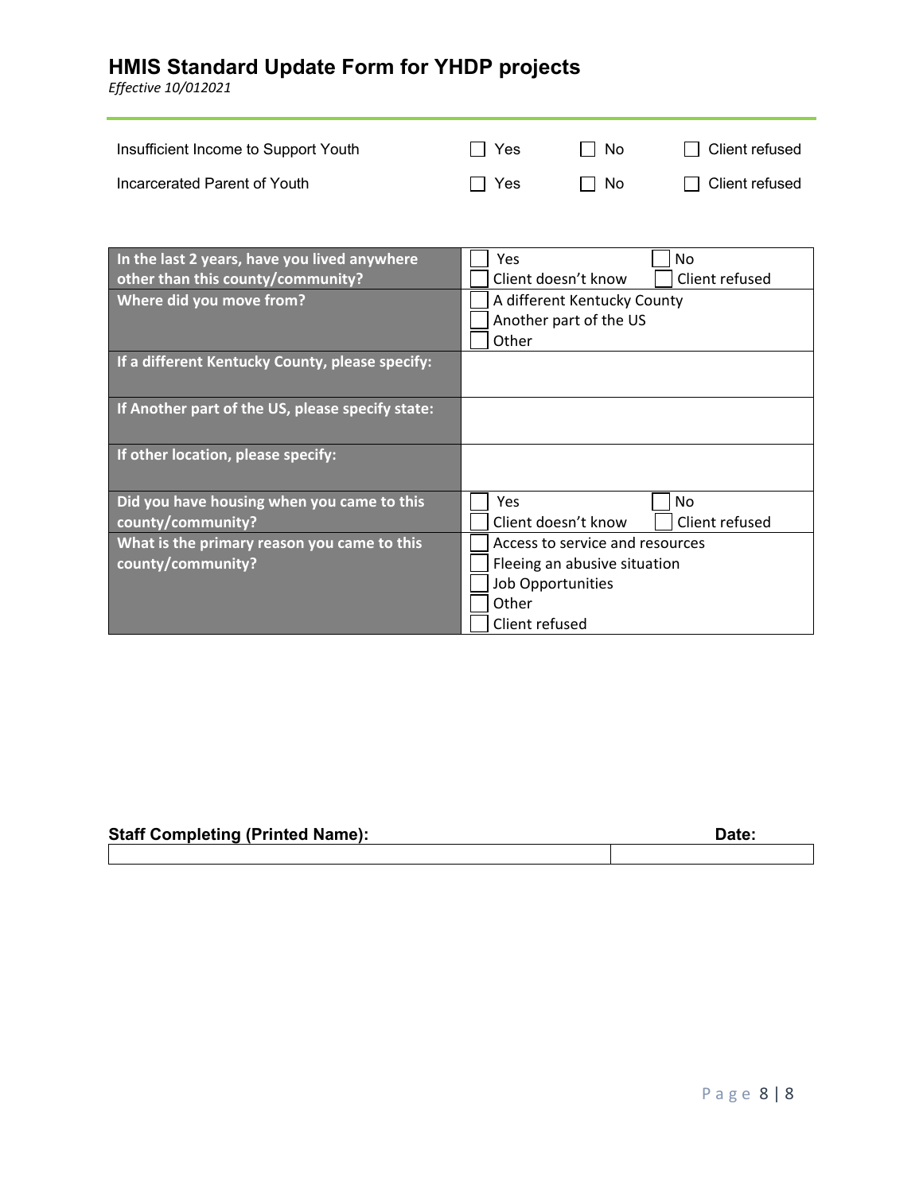# HMIS Standard Update Form for YHDP projects

*Effective 10/012021*

| | | | |
|---|---|---|---|
| Insufficient Income to Support Youth | ☐ Yes | ☐ No | ☐ Client refused |
| Incarcerated Parent of Youth | ☐ Yes | ☐ No | ☐ Client refused |

| | |
|---|---|
| **In the last 2 years, have you lived anywhere other than this county/community?** | ☐ Yes ☐ No ☐ Client doesn't know ☐ Client refused |
| **Where did you move from?** | ☐ A different Kentucky County ☐ Another part of the US ☐ Other |
| **If a different Kentucky County, please specify:** | |
| **If Another part of the US, please specify state:** | |
| **If other location, please specify:** | |
| **Did you have housing when you came to this county/community?** | ☐ Yes ☐ No ☐ Client doesn't know ☐ Client refused |
| **What is the primary reason you came to this county/community?** | ☐ Access to service and resources ☐ Fleeing an abusive situation ☐ Job Opportunities ☐ Other ☐ Client refused |

| **Staff Completing (Printed Name):** | **Date:** |
|---|---|
| | |